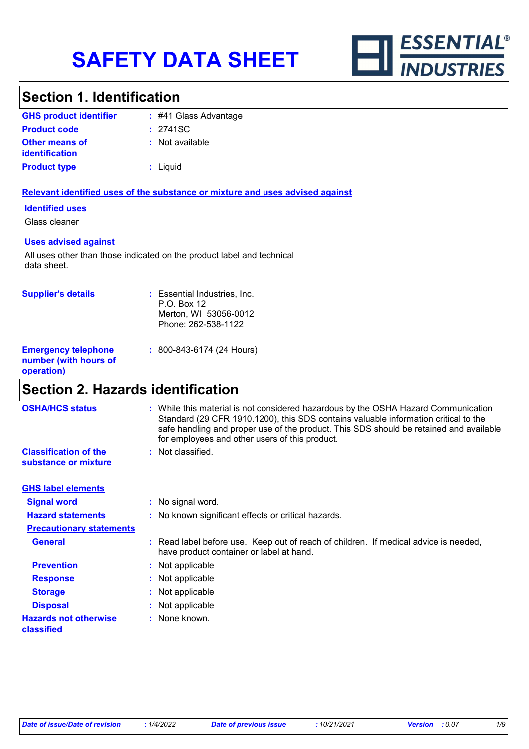# SAFETY DATA SHEET

ESSENTIAL® INDUSTRIES

## Section 1. Identification

| | |
|---|---|
| **GHS product identifier** | : #41 Glass Advantage |
| **Product code** | : 2741SC |
| **Other means of identification** | : Not available |
| **Product type** | : Liquid |

### Relevant identified uses of the substance or mixture and uses advised against

**Identified uses**

Glass cleaner

**Uses advised against**

All uses other than those indicated on the product label and technical data sheet.

| | |
|---|---|
| **Supplier's details** | : Essential Industries, Inc.<br>P.O. Box 12<br>Merton, WI 53056-0012<br>Phone: 262-538-1122 |
| **Emergency telephone number (with hours of operation)** | : 800-843-6174 (24 Hours) |

## Section 2. Hazards identification

| | |
|---|---|
| **OSHA/HCS status** | : While this material is not considered hazardous by the OSHA Hazard Communication Standard (29 CFR 1910.1200), this SDS contains valuable information critical to the safe handling and proper use of the product. This SDS should be retained and available for employees and other users of this product. |
| **Classification of the substance or mixture** | : Not classified. |

### GHS label elements

| | |
|---|---|
| **Signal word** | : No signal word. |
| **Hazard statements** | : No known significant effects or critical hazards. |

**Precautionary statements**

| | |
|---|---|
| **General** | : Read label before use. Keep out of reach of children. If medical advice is needed, have product container or label at hand. |
| **Prevention** | : Not applicable |
| **Response** | : Not applicable |
| **Storage** | : Not applicable |
| **Disposal** | : Not applicable |
| **Hazards not otherwise classified** | : None known. |

*Date of issue/Date of revision* : 1/4/2022 *Date of previous issue* : 10/21/2021 *Version* : 0.07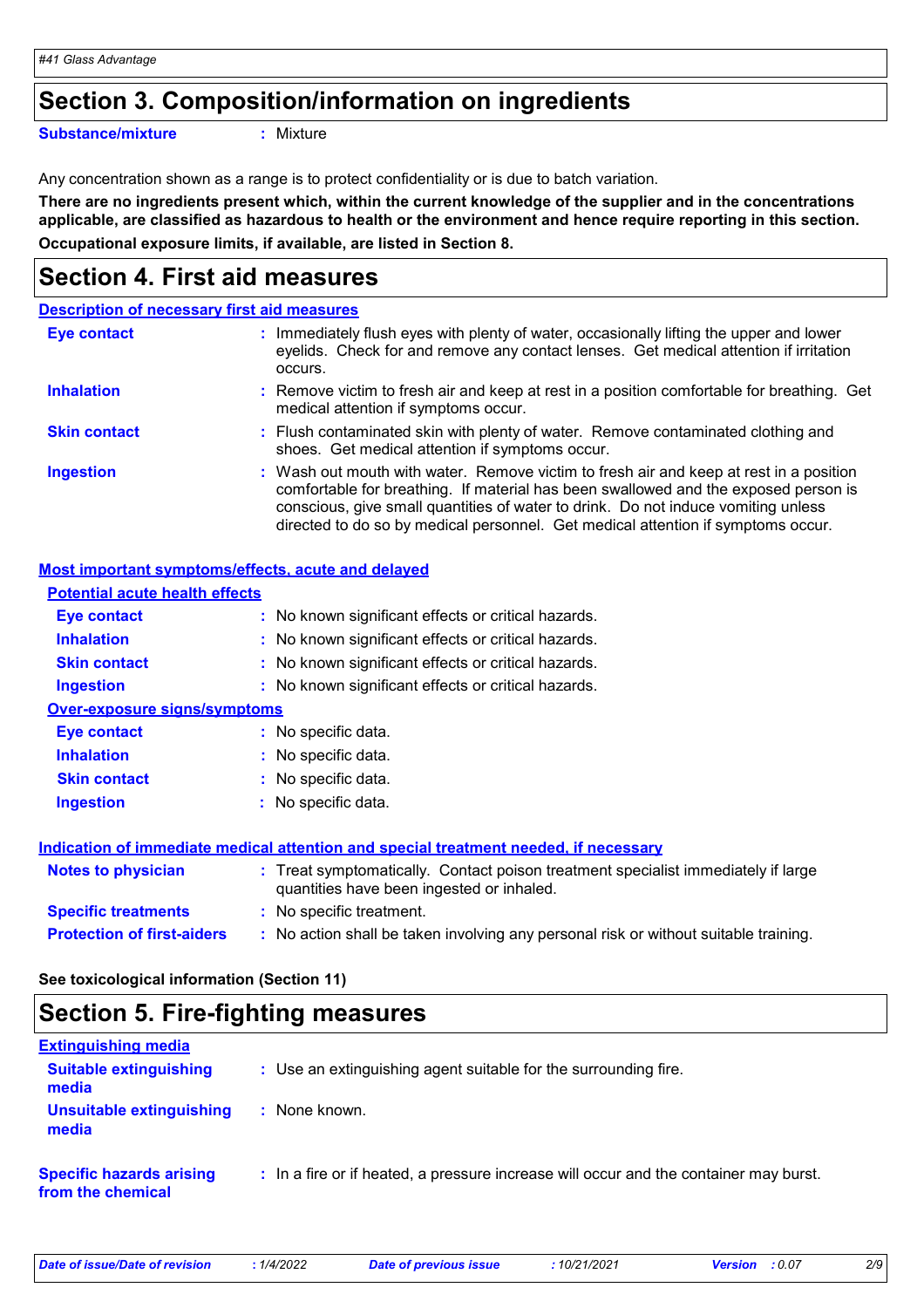## Section 3. Composition/information on ingredients

**Substance/mixture** : Mixture

Any concentration shown as a range is to protect confidentiality or is due to batch variation.

**There are no ingredients present which, within the current knowledge of the supplier and in the concentrations applicable, are classified as hazardous to health or the environment and hence require reporting in this section.**

**Occupational exposure limits, if available, are listed in Section 8.**

## Section 4. First aid measures

### Description of necessary first aid measures

**Eye contact** : Immediately flush eyes with plenty of water, occasionally lifting the upper and lower eyelids. Check for and remove any contact lenses. Get medical attention if irritation occurs.

**Inhalation** : Remove victim to fresh air and keep at rest in a position comfortable for breathing. Get medical attention if symptoms occur.

**Skin contact** : Flush contaminated skin with plenty of water. Remove contaminated clothing and shoes. Get medical attention if symptoms occur.

**Ingestion** : Wash out mouth with water. Remove victim to fresh air and keep at rest in a position comfortable for breathing. If material has been swallowed and the exposed person is conscious, give small quantities of water to drink. Do not induce vomiting unless directed to do so by medical personnel. Get medical attention if symptoms occur.

### Most important symptoms/effects, acute and delayed

#### Potential acute health effects

**Eye contact** : No known significant effects or critical hazards.

**Inhalation** : No known significant effects or critical hazards.

**Skin contact** : No known significant effects or critical hazards.

**Ingestion** : No known significant effects or critical hazards.

#### Over-exposure signs/symptoms

**Eye contact** : No specific data.

**Inhalation** : No specific data.

**Skin contact** : No specific data.

**Ingestion** : No specific data.

### Indication of immediate medical attention and special treatment needed, if necessary

**Notes to physician** : Treat symptomatically. Contact poison treatment specialist immediately if large quantities have been ingested or inhaled.

**Specific treatments** : No specific treatment.

**Protection of first-aiders** : No action shall be taken involving any personal risk or without suitable training.

**See toxicological information (Section 11)**

## Section 5. Fire-fighting measures

### Extinguishing media

**Suitable extinguishing media** : Use an extinguishing agent suitable for the surrounding fire.

**Unsuitable extinguishing media** : None known.

**Specific hazards arising from the chemical** : In a fire or if heated, a pressure increase will occur and the container may burst.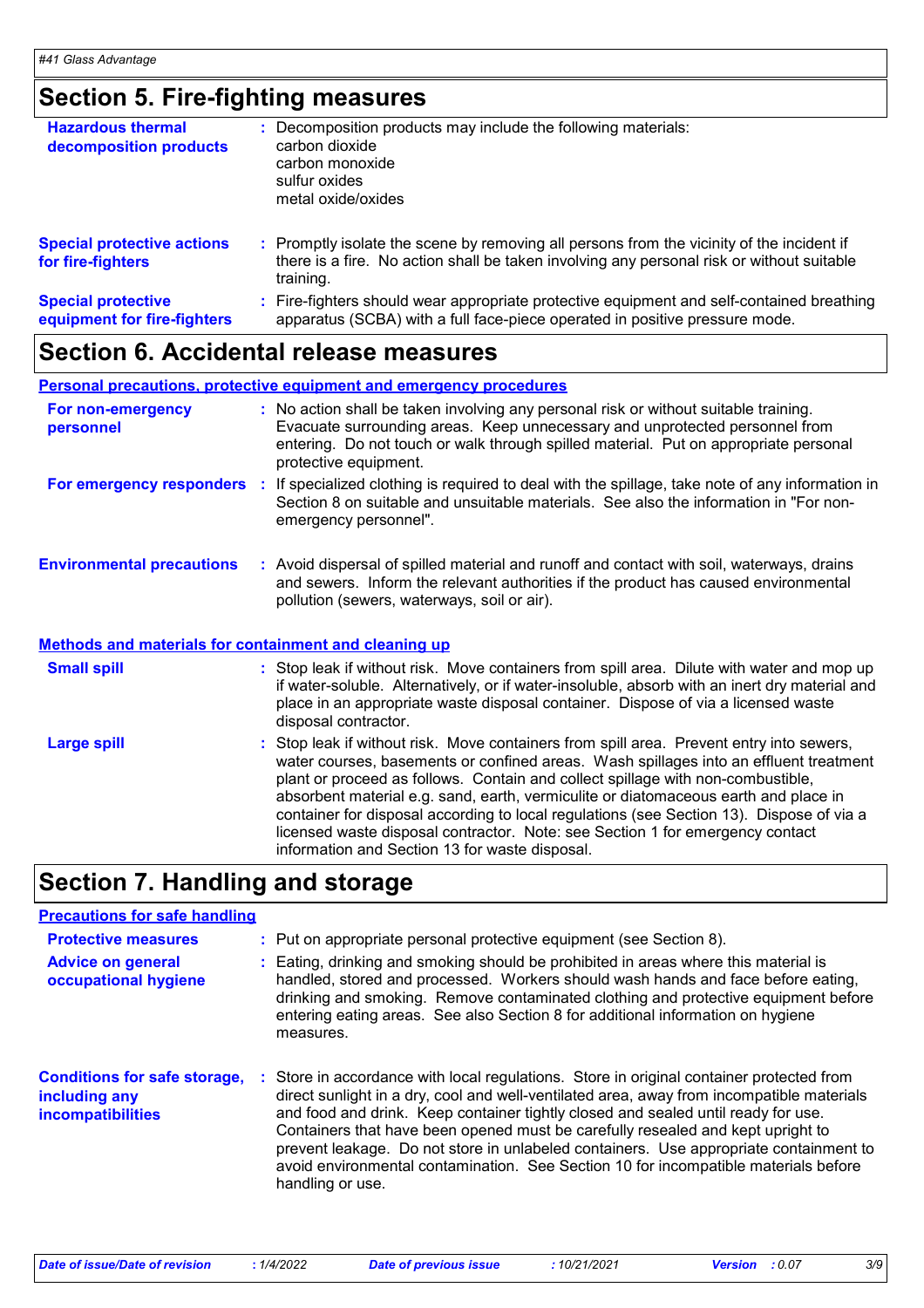## Section 5. Fire-fighting measures

**Hazardous thermal decomposition products** : Decomposition products may include the following materials:
carbon dioxide
carbon monoxide
sulfur oxides
metal oxide/oxides

**Special protective actions for fire-fighters** : Promptly isolate the scene by removing all persons from the vicinity of the incident if there is a fire. No action shall be taken involving any personal risk or without suitable training.

**Special protective equipment for fire-fighters** : Fire-fighters should wear appropriate protective equipment and self-contained breathing apparatus (SCBA) with a full face-piece operated in positive pressure mode.

## Section 6. Accidental release measures

### Personal precautions, protective equipment and emergency procedures

**For non-emergency personnel** : No action shall be taken involving any personal risk or without suitable training. Evacuate surrounding areas. Keep unnecessary and unprotected personnel from entering. Do not touch or walk through spilled material. Put on appropriate personal protective equipment.

**For emergency responders** : If specialized clothing is required to deal with the spillage, take note of any information in Section 8 on suitable and unsuitable materials. See also the information in "For non-emergency personnel".

**Environmental precautions** : Avoid dispersal of spilled material and runoff and contact with soil, waterways, drains and sewers. Inform the relevant authorities if the product has caused environmental pollution (sewers, waterways, soil or air).

### Methods and materials for containment and cleaning up

**Small spill** : Stop leak if without risk. Move containers from spill area. Dilute with water and mop up if water-soluble. Alternatively, or if water-insoluble, absorb with an inert dry material and place in an appropriate waste disposal container. Dispose of via a licensed waste disposal contractor.

**Large spill** : Stop leak if without risk. Move containers from spill area. Prevent entry into sewers, water courses, basements or confined areas. Wash spillages into an effluent treatment plant or proceed as follows. Contain and collect spillage with non-combustible, absorbent material e.g. sand, earth, vermiculite or diatomaceous earth and place in container for disposal according to local regulations (see Section 13). Dispose of via a licensed waste disposal contractor. Note: see Section 1 for emergency contact information and Section 13 for waste disposal.

## Section 7. Handling and storage

### Precautions for safe handling

**Protective measures** : Put on appropriate personal protective equipment (see Section 8).

**Advice on general occupational hygiene** : Eating, drinking and smoking should be prohibited in areas where this material is handled, stored and processed. Workers should wash hands and face before eating, drinking and smoking. Remove contaminated clothing and protective equipment before entering eating areas. See also Section 8 for additional information on hygiene measures.

**Conditions for safe storage, including any incompatibilities** : Store in accordance with local regulations. Store in original container protected from direct sunlight in a dry, cool and well-ventilated area, away from incompatible materials and food and drink. Keep container tightly closed and sealed until ready for use. Containers that have been opened must be carefully resealed and kept upright to prevent leakage. Do not store in unlabeled containers. Use appropriate containment to avoid environmental contamination. See Section 10 for incompatible materials before handling or use.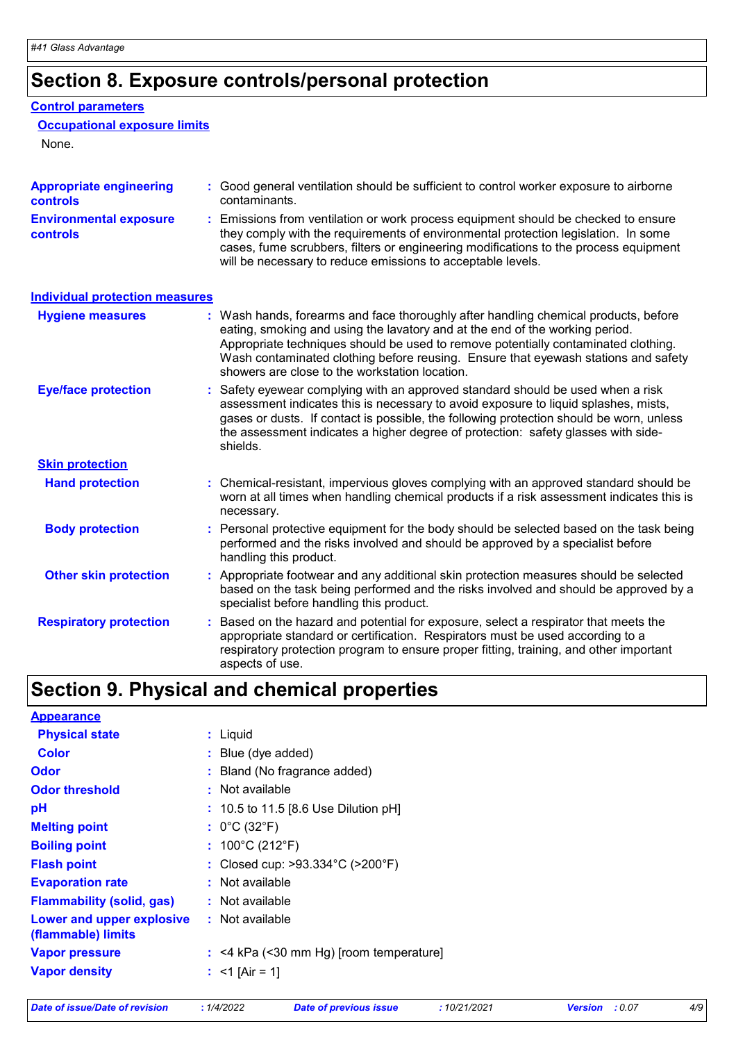## Section 8. Exposure controls/personal protection

### Control parameters

#### Occupational exposure limits

None.

**Appropriate engineering controls** : Good general ventilation should be sufficient to control worker exposure to airborne contaminants.

**Environmental exposure controls** : Emissions from ventilation or work process equipment should be checked to ensure they comply with the requirements of environmental protection legislation. In some cases, fume scrubbers, filters or engineering modifications to the process equipment will be necessary to reduce emissions to acceptable levels.

### Individual protection measures

**Hygiene measures** : Wash hands, forearms and face thoroughly after handling chemical products, before eating, smoking and using the lavatory and at the end of the working period. Appropriate techniques should be used to remove potentially contaminated clothing. Wash contaminated clothing before reusing. Ensure that eyewash stations and safety showers are close to the workstation location.

**Eye/face protection** : Safety eyewear complying with an approved standard should be used when a risk assessment indicates this is necessary to avoid exposure to liquid splashes, mists, gases or dusts. If contact is possible, the following protection should be worn, unless the assessment indicates a higher degree of protection: safety glasses with side-shields.

#### Skin protection

**Hand protection** : Chemical-resistant, impervious gloves complying with an approved standard should be worn at all times when handling chemical products if a risk assessment indicates this is necessary.

**Body protection** : Personal protective equipment for the body should be selected based on the task being performed and the risks involved and should be approved by a specialist before handling this product.

**Other skin protection** : Appropriate footwear and any additional skin protection measures should be selected based on the task being performed and the risks involved and should be approved by a specialist before handling this product.

**Respiratory protection** : Based on the hazard and potential for exposure, select a respirator that meets the appropriate standard or certification. Respirators must be used according to a respiratory protection program to ensure proper fitting, training, and other important aspects of use.

## Section 9. Physical and chemical properties

### Appearance

**Physical state** : Liquid

**Color** : Blue (dye added)

**Odor** : Bland (No fragrance added)

**Odor threshold** : Not available

**pH** : 10.5 to 11.5 [8.6 Use Dilution pH]

**Melting point** : 0°C (32°F)

**Boiling point** : 100°C (212°F)

**Flash point** : Closed cup: >93.334°C (>200°F)

**Evaporation rate** : Not available

**Flammability (solid, gas)** : Not available

**Lower and upper explosive (flammable) limits** : Not available

**Vapor pressure** : <4 kPa (<30 mm Hg) [room temperature]

**Vapor density** : <1 [Air = 1]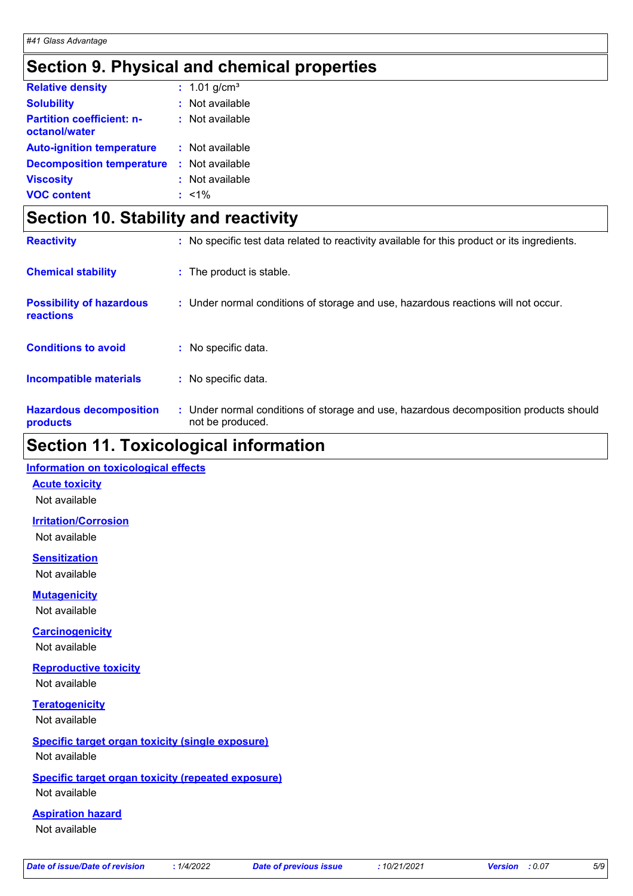# Section 9. Physical and chemical properties

| | |
|---|---|
| **Relative density** | : 1.01 g/cm³ |
| **Solubility** | : Not available |
| **Partition coefficient: n-octanol/water** | : Not available |
| **Auto-ignition temperature** | : Not available |
| **Decomposition temperature** | : Not available |
| **Viscosity** | : Not available |
| **VOC content** | : <1% |

# Section 10. Stability and reactivity

| | |
|---|---|
| **Reactivity** | : No specific test data related to reactivity available for this product or its ingredients. |
| **Chemical stability** | : The product is stable. |
| **Possibility of hazardous reactions** | : Under normal conditions of storage and use, hazardous reactions will not occur. |
| **Conditions to avoid** | : No specific data. |
| **Incompatible materials** | : No specific data. |
| **Hazardous decomposition products** | : Under normal conditions of storage and use, hazardous decomposition products should not be produced. |

# Section 11. Toxicological information

## Information on toxicological effects

### Acute toxicity

Not available

### Irritation/Corrosion

Not available

### Sensitization

Not available

### Mutagenicity

Not available

### Carcinogenicity

Not available

### Reproductive toxicity

Not available

### Teratogenicity

Not available

### Specific target organ toxicity (single exposure)

Not available

### Specific target organ toxicity (repeated exposure)

Not available

### Aspiration hazard

Not available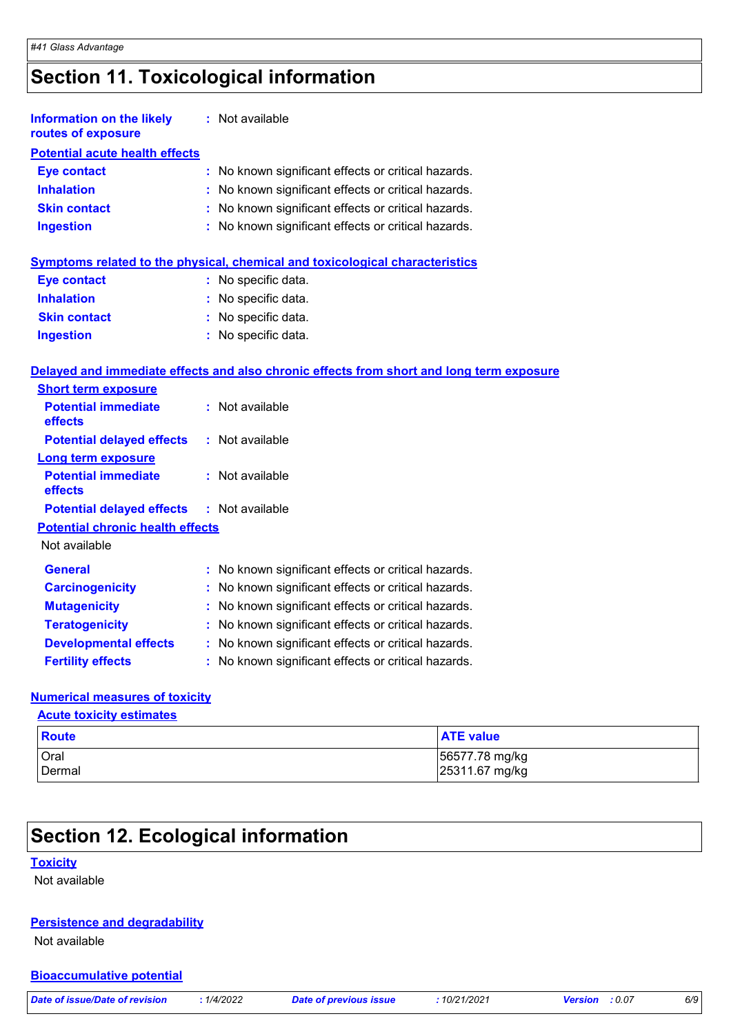## Section 11. Toxicological information

**Information on the likely routes of exposure** : Not available

**Potential acute health effects**

**Eye contact** : No known significant effects or critical hazards.
**Inhalation** : No known significant effects or critical hazards.
**Skin contact** : No known significant effects or critical hazards.
**Ingestion** : No known significant effects or critical hazards.

**Symptoms related to the physical, chemical and toxicological characteristics**

**Eye contact** : No specific data.
**Inhalation** : No specific data.
**Skin contact** : No specific data.
**Ingestion** : No specific data.

**Delayed and immediate effects and also chronic effects from short and long term exposure**

**Short term exposure**

**Potential immediate effects** : Not available
**Potential delayed effects** : Not available

**Long term exposure**

**Potential immediate effects** : Not available
**Potential delayed effects** : Not available

**Potential chronic health effects**

Not available

**General** : No known significant effects or critical hazards.
**Carcinogenicity** : No known significant effects or critical hazards.
**Mutagenicity** : No known significant effects or critical hazards.
**Teratogenicity** : No known significant effects or critical hazards.
**Developmental effects** : No known significant effects or critical hazards.
**Fertility effects** : No known significant effects or critical hazards.

**Numerical measures of toxicity**

**Acute toxicity estimates**

| Route | ATE value |
|---|---|
| Oral | 56577.78 mg/kg |
| Dermal | 25311.67 mg/kg |

## Section 12. Ecological information

**Toxicity**

Not available

**Persistence and degradability**

Not available

**Bioaccumulative potential**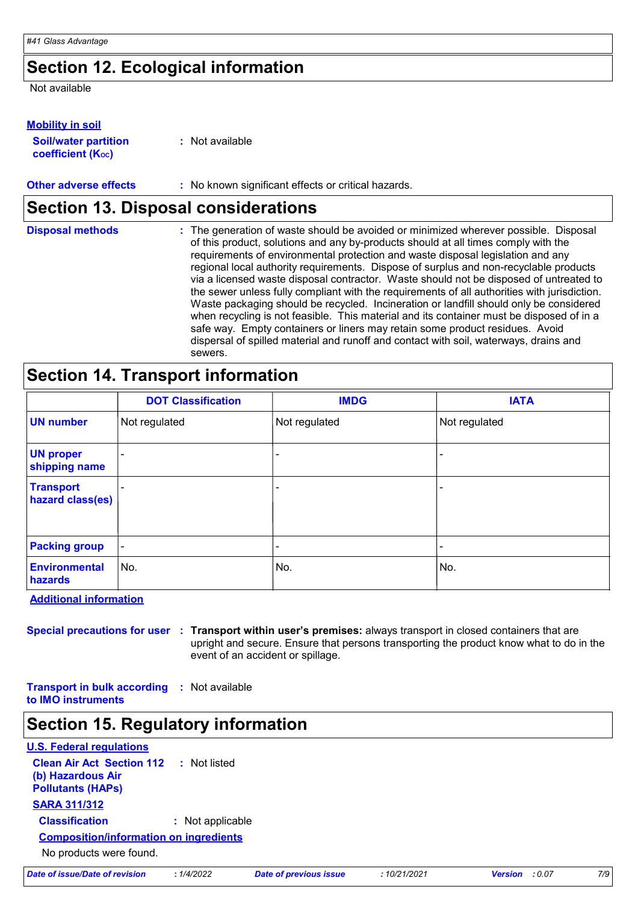## Section 12. Ecological information

Not available

**Mobility in soil**

**Soil/water partition coefficient ($K_{OC}$)** : Not available

**Other adverse effects** : No known significant effects or critical hazards.

## Section 13. Disposal considerations

**Disposal methods** : The generation of waste should be avoided or minimized wherever possible. Disposal of this product, solutions and any by-products should at all times comply with the requirements of environmental protection and waste disposal legislation and any regional local authority requirements. Dispose of surplus and non-recyclable products via a licensed waste disposal contractor. Waste should not be disposed of untreated to the sewer unless fully compliant with the requirements of all authorities with jurisdiction. Waste packaging should be recycled. Incineration or landfill should only be considered when recycling is not feasible. This material and its container must be disposed of in a safe way. Empty containers or liners may retain some product residues. Avoid dispersal of spilled material and runoff and contact with soil, waterways, drains and sewers.

## Section 14. Transport information

| | DOT Classification | IMDG | IATA |
|---|---|---|---|
| **UN number** | Not regulated | Not regulated | Not regulated |
| **UN proper shipping name** | - | - | - |
| **Transport hazard class(es)** | - | - | - |
| **Packing group** | - | - | - |
| **Environmental hazards** | No. | No. | No. |

**Additional information**

**Special precautions for user** : **Transport within user's premises:** always transport in closed containers that are upright and secure. Ensure that persons transporting the product know what to do in the event of an accident or spillage.

**Transport in bulk according to IMO instruments** : Not available

## Section 15. Regulatory information

**U.S. Federal regulations**

**Clean Air Act Section 112 (b) Hazardous Air Pollutants (HAPs)** : Not listed

**SARA 311/312**

**Classification** : Not applicable

**Composition/information on ingredients**

No products were found.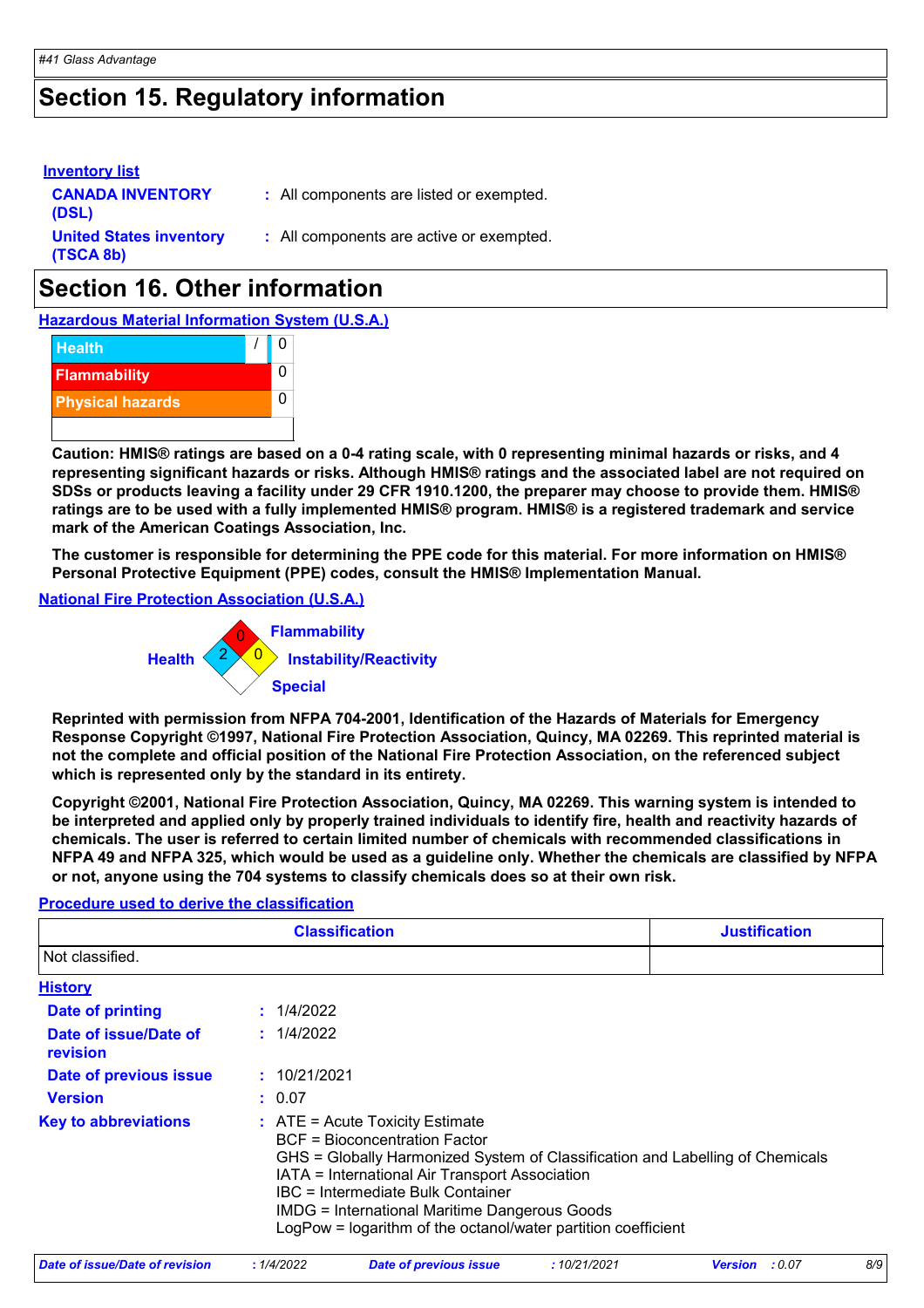## Section 15. Regulatory information

**Inventory list**

| | |
|---|---|
| **CANADA INVENTORY (DSL)** | : All components are listed or exempted. |
| **United States inventory (TSCA 8b)** | : All components are active or exempted. |

## Section 16. Other information

**Hazardous Material Information System (U.S.A.)**

| | | |
|---|---|---|
| Health | / | 0 |
| Flammability | | 0 |
| Physical hazards | | 0 |

**Caution: HMIS® ratings are based on a 0-4 rating scale, with 0 representing minimal hazards or risks, and 4 representing significant hazards or risks. Although HMIS® ratings and the associated label are not required on SDSs or products leaving a facility under 29 CFR 1910.1200, the preparer may choose to provide them. HMIS® ratings are to be used with a fully implemented HMIS® program. HMIS® is a registered trademark and service mark of the American Coatings Association, Inc.**

**The customer is responsible for determining the PPE code for this material. For more information on HMIS® Personal Protective Equipment (PPE) codes, consult the HMIS® Implementation Manual.**

**National Fire Protection Association (U.S.A.)**

- Health: 2
- Flammability: 0
- Instability/Reactivity: 0
- Special:

**Reprinted with permission from NFPA 704-2001, Identification of the Hazards of Materials for Emergency Response Copyright ©1997, National Fire Protection Association, Quincy, MA 02269. This reprinted material is not the complete and official position of the National Fire Protection Association, on the referenced subject which is represented only by the standard in its entirety.**

**Copyright ©2001, National Fire Protection Association, Quincy, MA 02269. This warning system is intended to be interpreted and applied only by properly trained individuals to identify fire, health and reactivity hazards of chemicals. The user is referred to certain limited number of chemicals with recommended classifications in NFPA 49 and NFPA 325, which would be used as a guideline only. Whether the chemicals are classified by NFPA or not, anyone using the 704 systems to classify chemicals does so at their own risk.**

**Procedure used to derive the classification**

| Classification | Justification |
|---|---|
| Not classified. | |

**History**

| | |
|---|---|
| **Date of printing** | : 1/4/2022 |
| **Date of issue/Date of revision** | : 1/4/2022 |
| **Date of previous issue** | : 10/21/2021 |
| **Version** | : 0.07 |
| **Key to abbreviations** | : ATE = Acute Toxicity Estimate<br>BCF = Bioconcentration Factor<br>GHS = Globally Harmonized System of Classification and Labelling of Chemicals<br>IATA = International Air Transport Association<br>IBC = Intermediate Bulk Container<br>IMDG = International Maritime Dangerous Goods<br>LogPow = logarithm of the octanol/water partition coefficient |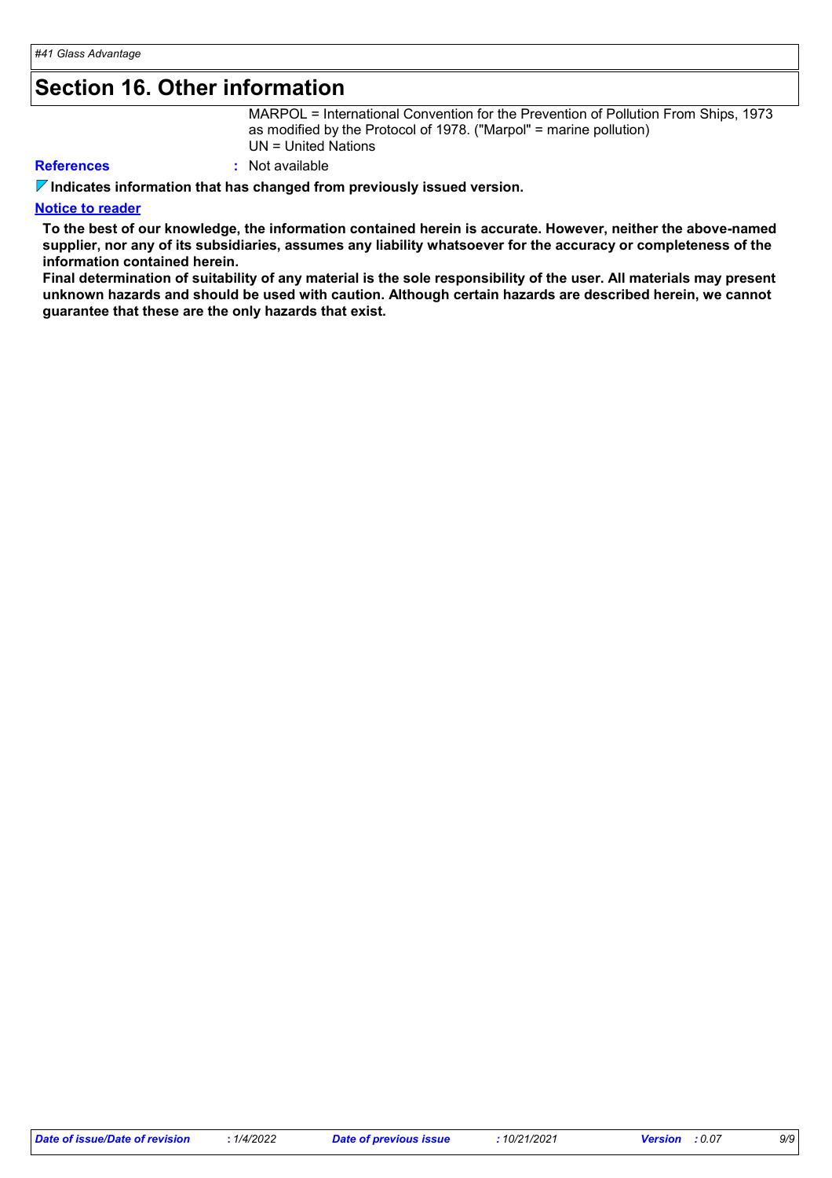## Section 16. Other information

MARPOL = International Convention for the Prevention of Pollution From Ships, 1973 as modified by the Protocol of 1978. ("Marpol" = marine pollution)
UN = United Nations

**References** : Not available

**Indicates information that has changed from previously issued version.**

**Notice to reader**

**To the best of our knowledge, the information contained herein is accurate. However, neither the above-named supplier, nor any of its subsidiaries, assumes any liability whatsoever for the accuracy or completeness of the information contained herein.**
**Final determination of suitability of any material is the sole responsibility of the user. All materials may present unknown hazards and should be used with caution. Although certain hazards are described herein, we cannot guarantee that these are the only hazards that exist.**